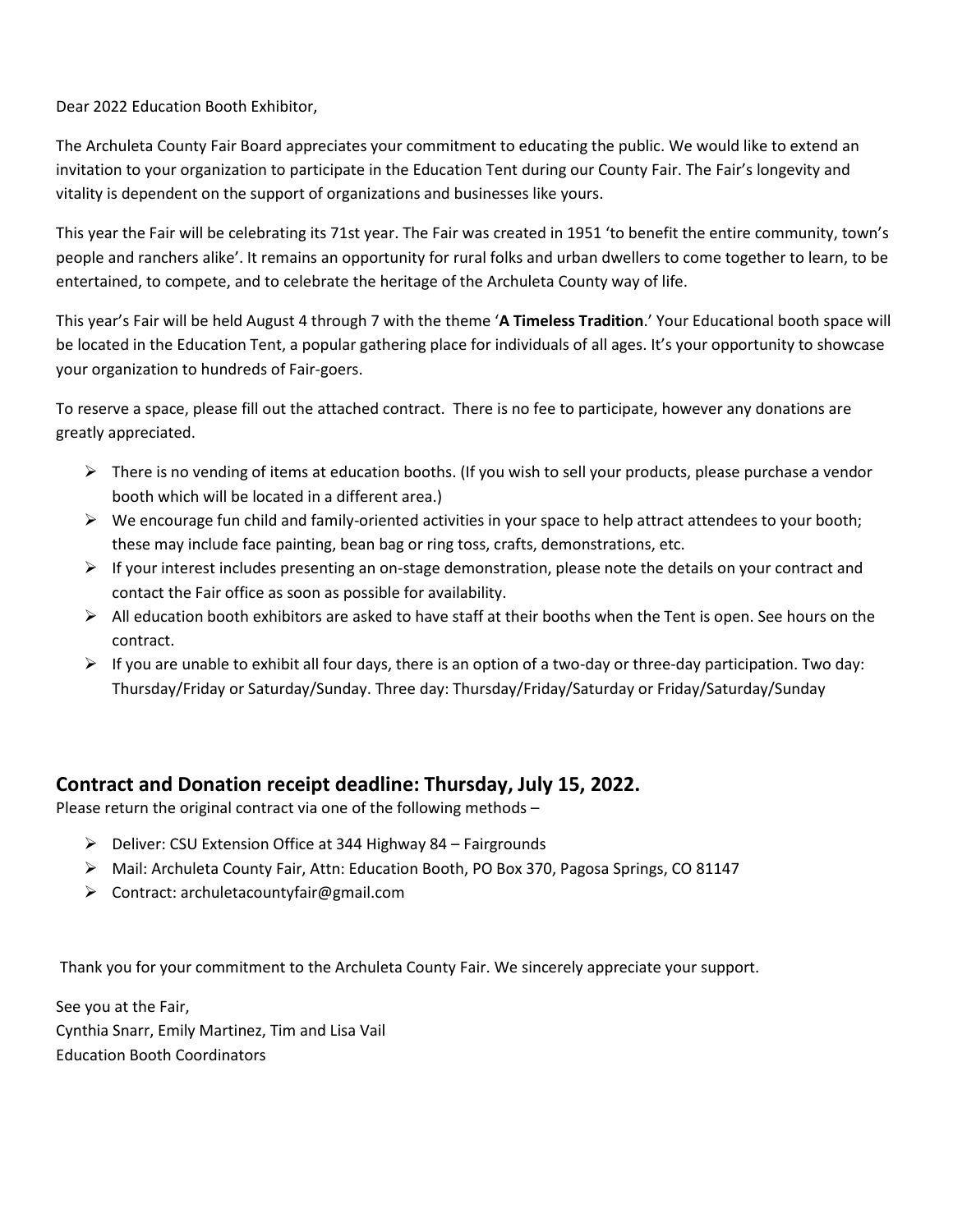Dear 2022 Education Booth Exhibitor,

The Archuleta County Fair Board appreciates your commitment to educating the public. We would like to extend an invitation to your organization to participate in the Education Tent during our County Fair. The Fair's longevity and vitality is dependent on the support of organizations and businesses like yours.

This year the Fair will be celebrating its 71st year. The Fair was created in 1951 'to benefit the entire community, town's people and ranchers alike'. It remains an opportunity for rural folks and urban dwellers to come together to learn, to be entertained, to compete, and to celebrate the heritage of the Archuleta County way of life.

This year's Fair will be held August 4 through 7 with the theme '**A Timeless Tradition**.' Your Educational booth space will be located in the Education Tent, a popular gathering place for individuals of all ages. It's your opportunity to showcase your organization to hundreds of Fair-goers.

To reserve a space, please fill out the attached contract. There is no fee to participate, however any donations are greatly appreciated.

- There is no vending of items at education booths. (If you wish to sell your products, please purchase a vendor booth which will be located in a different area.)
- We encourage fun child and family-oriented activities in your space to help attract attendees to your booth; these may include face painting, bean bag or ring toss, crafts, demonstrations, etc.
- If your interest includes presenting an on-stage demonstration, please note the details on your contract and contact the Fair office as soon as possible for availability.
- All education booth exhibitors are asked to have staff at their booths when the Tent is open. See hours on the contract.
- If you are unable to exhibit all four days, there is an option of a two-day or three-day participation. Two day: Thursday/Friday or Saturday/Sunday. Three day: Thursday/Friday/Saturday or Friday/Saturday/Sunday

## Contract and Donation receipt deadline: Thursday, July 15, 2022.

Please return the original contract via one of the following methods –

- Deliver: CSU Extension Office at 344 Highway 84 – Fairgrounds
- Mail: Archuleta County Fair, Attn: Education Booth, PO Box 370, Pagosa Springs, CO 81147
- Contract: archuletacountyfair@gmail.com

Thank you for your commitment to the Archuleta County Fair. We sincerely appreciate your support.

See you at the Fair,
Cynthia Snarr, Emily Martinez, Tim and Lisa Vail
Education Booth Coordinators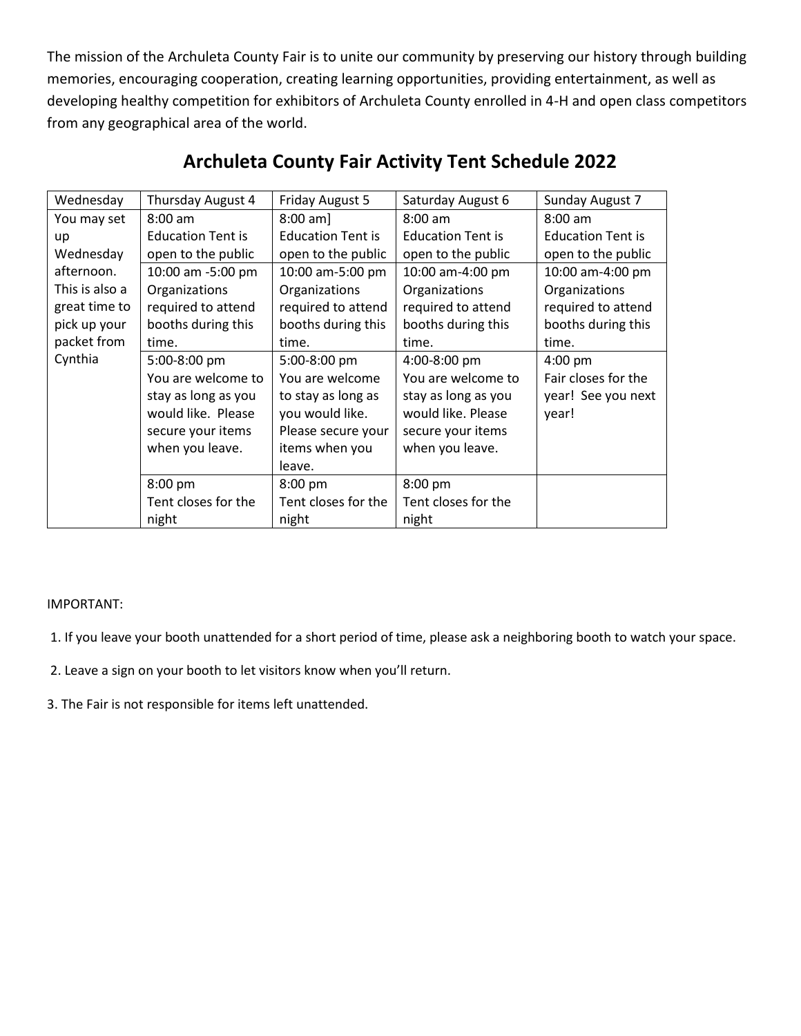The mission of the Archuleta County Fair is to unite our community by preserving our history through building memories, encouraging cooperation, creating learning opportunities, providing entertainment, as well as developing healthy competition for exhibitors of Archuleta County enrolled in 4-H and open class competitors from any geographical area of the world.

## Archuleta County Fair Activity Tent Schedule 2022

| Wednesday | Thursday August 4 | Friday August 5 | Saturday August 6 | Sunday August 7 |
|---|---|---|---|---|
| You may set up Wednesday afternoon. This is also a great time to pick up your packet from Cynthia | 8:00 am Education Tent is open to the public | 8:00 am] Education Tent is open to the public | 8:00 am Education Tent is open to the public | 8:00 am Education Tent is open to the public |
| | 10:00 am -5:00 pm Organizations required to attend booths during this time. | 10:00 am-5:00 pm Organizations required to attend booths during this time. | 10:00 am-4:00 pm Organizations required to attend booths during this time. | 10:00 am-4:00 pm Organizations required to attend booths during this time. |
| | 5:00-8:00 pm You are welcome to stay as long as you would like. Please secure your items when you leave. | 5:00-8:00 pm You are welcome to stay as long as you would like. Please secure your items when you leave. | 4:00-8:00 pm You are welcome to stay as long as you would like. Please secure your items when you leave. | 4:00 pm Fair closes for the year! See you next year! |
| | 8:00 pm Tent closes for the night | 8:00 pm Tent closes for the night | 8:00 pm Tent closes for the night | |

IMPORTANT:

1. If you leave your booth unattended for a short period of time, please ask a neighboring booth to watch your space.
2. Leave a sign on your booth to let visitors know when you'll return.
3. The Fair is not responsible for items left unattended.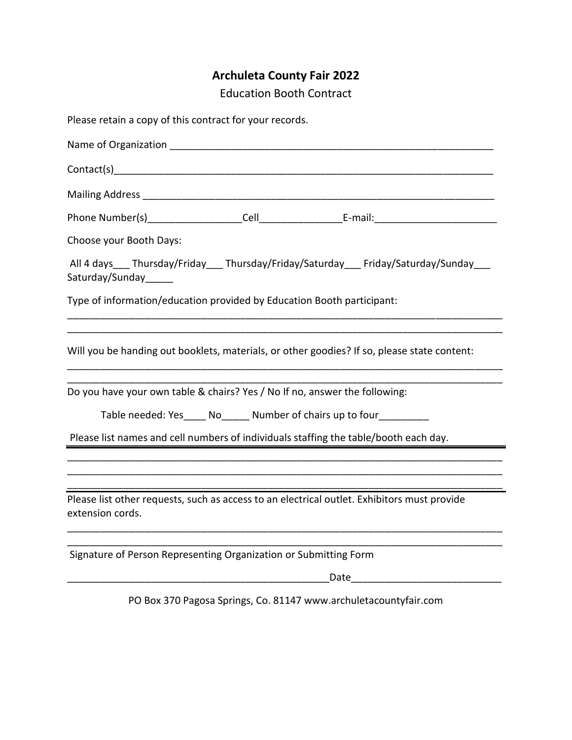# Archuleta County Fair 2022

Education Booth Contract

Please retain a copy of this contract for your records.

Name of Organization ____________________________________________________________

Contact(s)_______________________________________________________________________

Mailing Address __________________________________________________________________

Phone Number(s)_________________Cell_______________E-mail:______________________

Choose your Booth Days:

All 4 days___ Thursday/Friday___ Thursday/Friday/Saturday___ Friday/Saturday/Sunday___ Saturday/Sunday_____

Type of information/education provided by Education Booth participant:

_________________________________________________________________________________
_________________________________________________________________________________

Will you be handing out booklets, materials, or other goodies? If so, please state content:

_________________________________________________________________________________
_________________________________________________________________________________

Do you have your own table & chairs? Yes / No If no, answer the following:

Table needed: Yes____ No_____ Number of chairs up to four_________

Please list names and cell numbers of individuals staffing the table/booth each day.

_________________________________________________________________________________
_________________________________________________________________________________
_________________________________________________________________________________

Please list other requests, such as access to an electrical outlet. Exhibitors must provide extension cords.

_________________________________________________________________________________
_________________________________________________________________________________

Signature of Person Representing Organization or Submitting Form

_______________________________________________Date___________________________

PO Box 370 Pagosa Springs, Co. 81147 www.archuletacountyfair.com